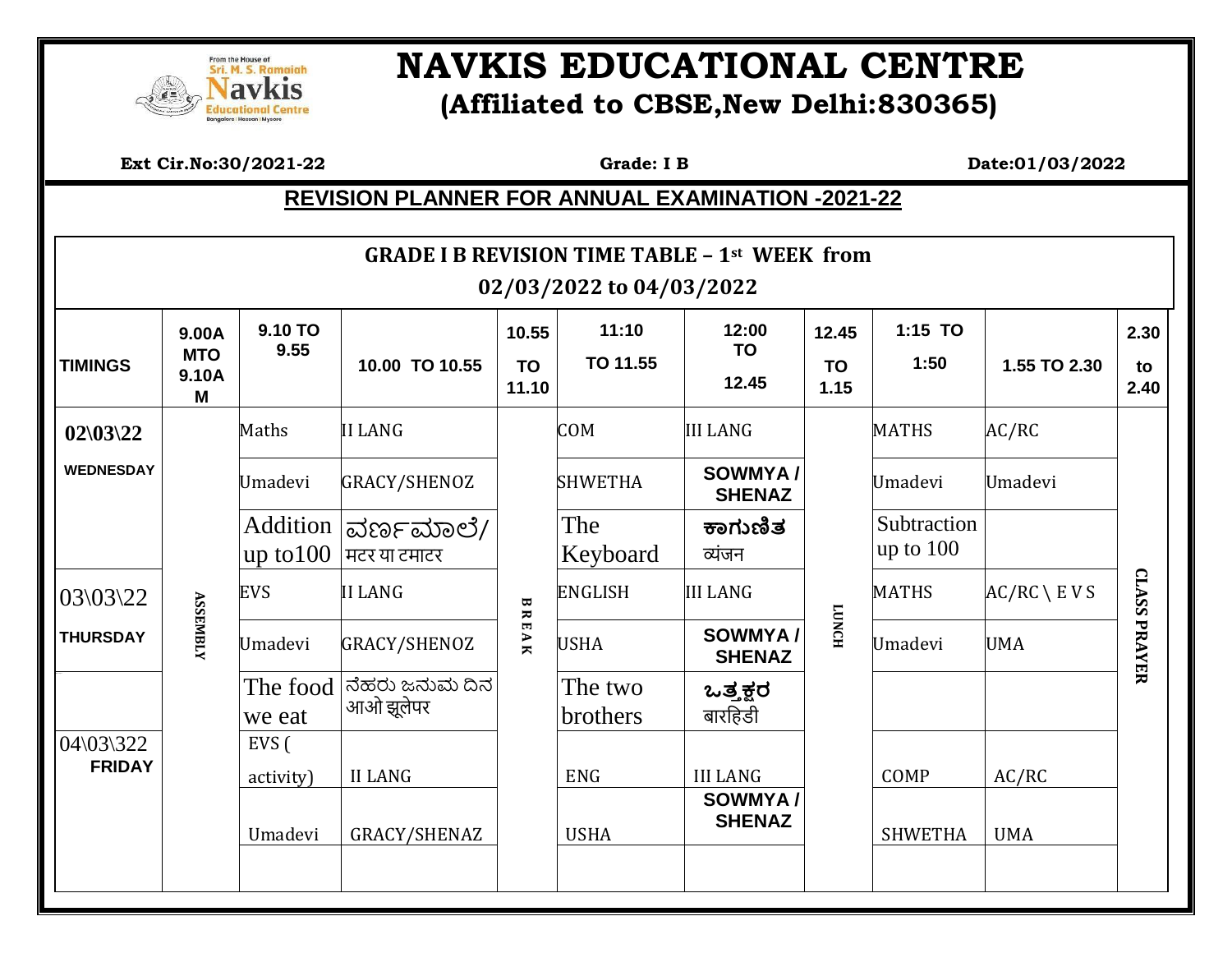# NAVKIS EDUCATIONAL CENTRE

## (Affiliated to CBSE,New Delhi:830365)

**Ext Cir.No:30/2021-22** **Grade: I B** **Date:01/03/2022**

## REVISION PLANNER FOR ANNUAL EXAMINATION -2021-22

| GRADE I B REVISION TIME TABLE – 1st WEEK from 02/03/2022 to 04/03/2022 | | | | | | | | | | |
|---|---|---|---|---|---|---|---|---|---|---|
| **TIMINGS** | **9.00AM TO 9.10AM** | **9.10 TO 9.55** | **10.00 TO 10.55** | **10.55 TO 11.10** | **11:10 TO 11.55** | **12:00 TO 12.45** | **12.45 TO 1.15** | **1:15 TO 1:50** | **1.55 TO 2.30** | **2.30 to 2.40** |
| **02\03\22 WEDNESDAY** | ASSEMBLY | Maths | II LANG | BREAK | COM | III LANG | LUNCH | MATHS | AC/RC | CLASS PRAYER |
| | | Umadevi | GRACY/SHENOZ | | SHWETHA | **SOWMYA / SHENAZ** | | Umadevi | Umadevi | |
| | | Addition up to100 | ವರ್ಣಮಾಲೆ/ मटर या टमाटर | | The Keyboard | **ಕಾಗುಣಿತ** व्यंजन | | Subtraction up to 100 | | |
| 03\03\22 **THURSDAY** | | EVS | II LANG | | ENGLISH | III LANG | | MATHS | AC/RC \ E V S | |
| | | Umadevi | GRACY/SHENOZ | | USHA | **SOWMYA / SHENAZ** | | Umadevi | UMA | |
| | | The food we eat | ನೆಹರು ಜನುಮ ದಿನ आओ झूलेपर | | The two brothers | **ಒತ್ತಕ್ಷರ** बारहिडी | | | | |
| 04\03\322 **FRIDAY** | | EVS ( activity) | II LANG | | ENG | III LANG | | COMP | AC/RC | |
| | | Umadevi | GRACY/SHENAZ | | USHA | **SOWMYA / SHENAZ** | | SHWETHA | UMA | |
| | | | | | | | | | | |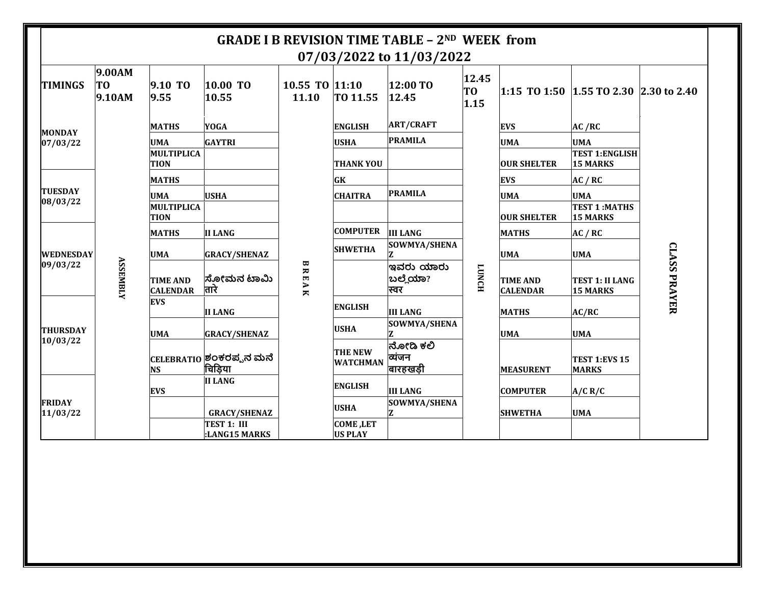# GRADE I B REVISION TIME TABLE – 2ND WEEK from 07/03/2022 to 11/03/2022

| TIMINGS | 9.00AM TO 9.10AM | 9.10 TO 9.55 | 10.00 TO 10.55 | 10.55 TO 11.10 | 11:10 TO 11.55 | 12:00 TO 12.45 | 12.45 TO 1.15 | 1:15 TO 1:50 | 1.55 TO 2.30 | 2.30 to 2.40 |
|---|---|---|---|---|---|---|---|---|---|---|
| MONDAY 07/03/22 | ASSEMBLY | MATHS | YOGA | BREAK | ENGLISH | ART/CRAFT | LUNCH | EVS | AC /RC | CLASS PRAYER |
| | | UMA | GAYTRI | | USHA | PRAMILA | | UMA | UMA | |
| | | MULTIPLICATION | | | THANK YOU | | | OUR SHELTER | TEST 1:ENGLISH 15 MARKS | |
| TUESDAY 08/03/22 | | MATHS | | | GK | | | EVS | AC / RC | |
| | | UMA | USHA | | CHAITRA | PRAMILA | | UMA | UMA | |
| | | MULTIPLICATION | | | | | | OUR SHELTER | TEST 1 :MATHS 15 MARKS | |
| WEDNESDAY 09/03/22 | | MATHS | II LANG | | COMPUTER | III LANG | | MATHS | AC / RC | |
| | | UMA | GRACY/SHENAZ | | SHWETHA | SOWMYA/SHENAZ | | UMA | UMA | |
| | | TIME AND CALENDAR | ಸೋಮನ ಟಾಮಿ तारे | | | ಇವರು ಯಾರು ಬಲ್ಲೆಯಾ? स्वर | | TIME AND CALENDAR | TEST 1: II LANG 15 MARKS | |
| THURSDAY 10/03/22 | | EVS | II LANG | | ENGLISH | III LANG | | MATHS | AC/RC | |
| | | UMA | GRACY/SHENAZ | | USHA | SOWMYA/SHENAZ | | UMA | UMA | |
| | | CELEBRATIONS | ಶಂಕರಪ್ಪನ ಮನೆ चिड़िया | | THE NEW WATCHMAN | ನೋಡಿ ಕಲಿ व्यंजन बारहखड़ी | | MEASURENT | TEST 1:EVS 15 MARKS | |
| FRIDAY 11/03/22 | | EVS | II LANG | | ENGLISH | III LANG | | COMPUTER | A/C R/C | |
| | | | GRACY/SHENAZ | | USHA | SOWMYA/SHENAZ | | SHWETHA | UMA | |
| | | | TEST 1: III :LANG15 MARKS | | COME ,LET US PLAY | | | | | |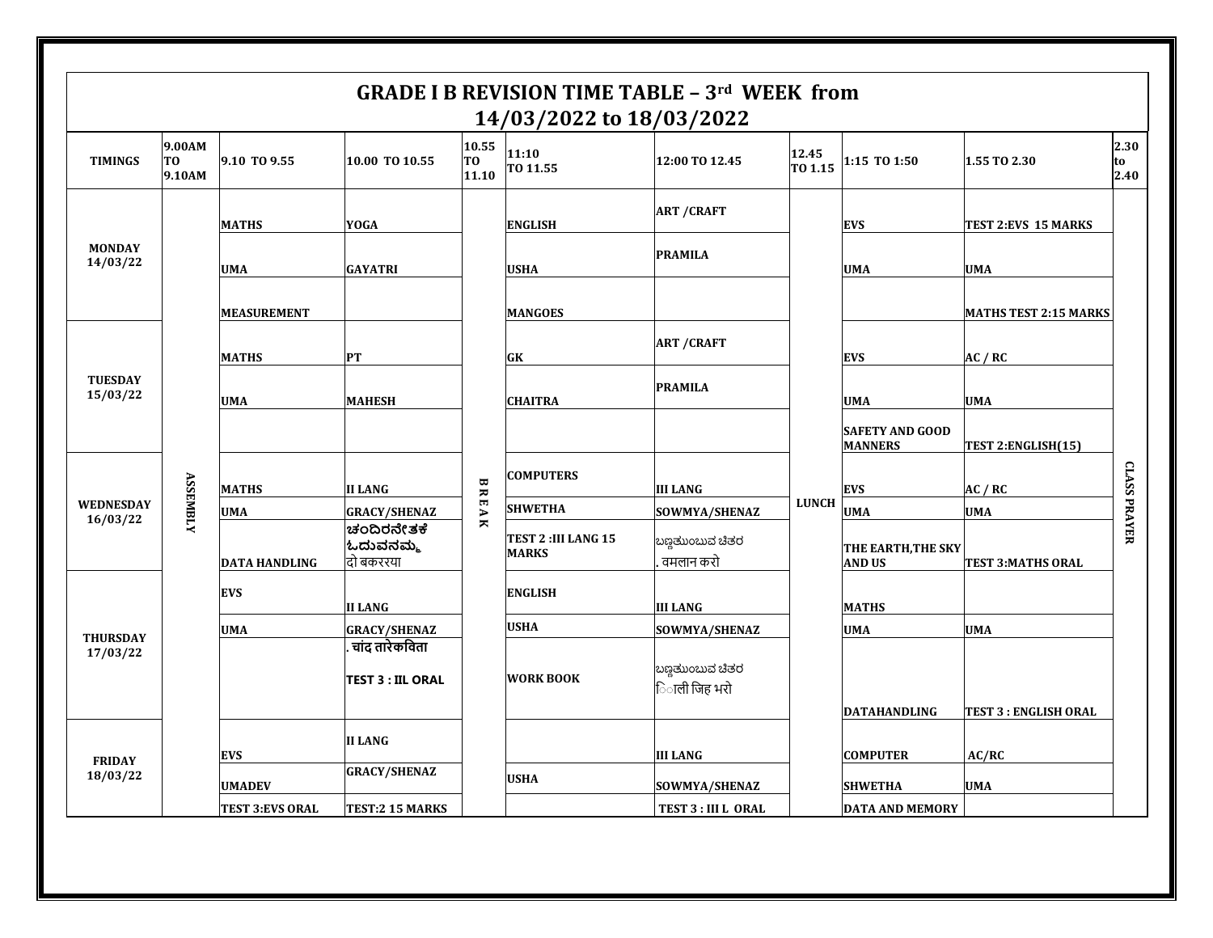# GRADE I B REVISION TIME TABLE – 3rd WEEK from 14/03/2022 to 18/03/2022

| TIMINGS | 9.00AM TO 9.10AM | 9.10 TO 9.55 | 10.00 TO 10.55 | 10.55 TO 11.10 | 11:10 TO 11.55 | 12:00 TO 12.45 | 12.45 TO 1.15 | 1:15 TO 1:50 | 1.55 TO 2.30 | 2.30 to 2.40 |
|---|---|---|---|---|---|---|---|---|---|---|
| MONDAY 14/03/22 | ASSEMBLY | MATHS | YOGA | BREAK | ENGLISH | ART /CRAFT | LUNCH | EVS | TEST 2:EVS 15 MARKS | CLASS PRAYER |
| | | UMA | GAYATRI | | USHA | PRAMILA | | UMA | UMA | |
| | | MEASUREMENT | | | MANGOES | | | | MATHS TEST 2:15 MARKS | |
| TUESDAY 15/03/22 | | MATHS | PT | | GK | ART /CRAFT | | EVS | AC / RC | |
| | | UMA | MAHESH | | CHAITRA | PRAMILA | | UMA | UMA | |
| | | | | | | | | SAFETY AND GOOD MANNERS | TEST 2:ENGLISH(15) | |
| WEDNESDAY 16/03/22 | | MATHS | II LANG | | COMPUTERS | III LANG | | EVS | AC / RC | |
| | | UMA | GRACY/SHENAZ | | SHWETHA | SOWMYA/SHENAZ | | UMA | UMA | |
| | | DATA HANDLING | ಚಂದಿರನೇತಕೆ ಓದುವನಮ್ಮ दो बकररया | | TEST 2 :III LANG 15 MARKS | ಬಣ್ಣತುಂಬುವ ಚಿತರ . वमलान करो | | THE EARTH,THE SKY AND US | TEST 3:MATHS ORAL | |
| THURSDAY 17/03/22 | | EVS | II LANG | | ENGLISH | III LANG | | MATHS | | |
| | | UMA | GRACY/SHENAZ | | USHA | SOWMYA/SHENAZ | | UMA | UMA | |
| | | | . चांद तारेकविता TEST 3 : IIL ORAL | | WORK BOOK | ಬಣ್ಣತುಂಬುವ ಚಿತರ ािली जिह भरो | | DATAHANDLING | TEST 3 : ENGLISH ORAL | |
| FRIDAY 18/03/22 | | EVS | II LANG | | | III LANG | | COMPUTER | AC/RC | |
| | | UMADEV | GRACY/SHENAZ | | USHA | SOWMYA/SHENAZ | | SHWETHA | UMA | |
| | | TEST 3:EVS ORAL | TEST:2 15 MARKS | | | TEST 3 : III L ORAL | | DATA AND MEMORY | | |